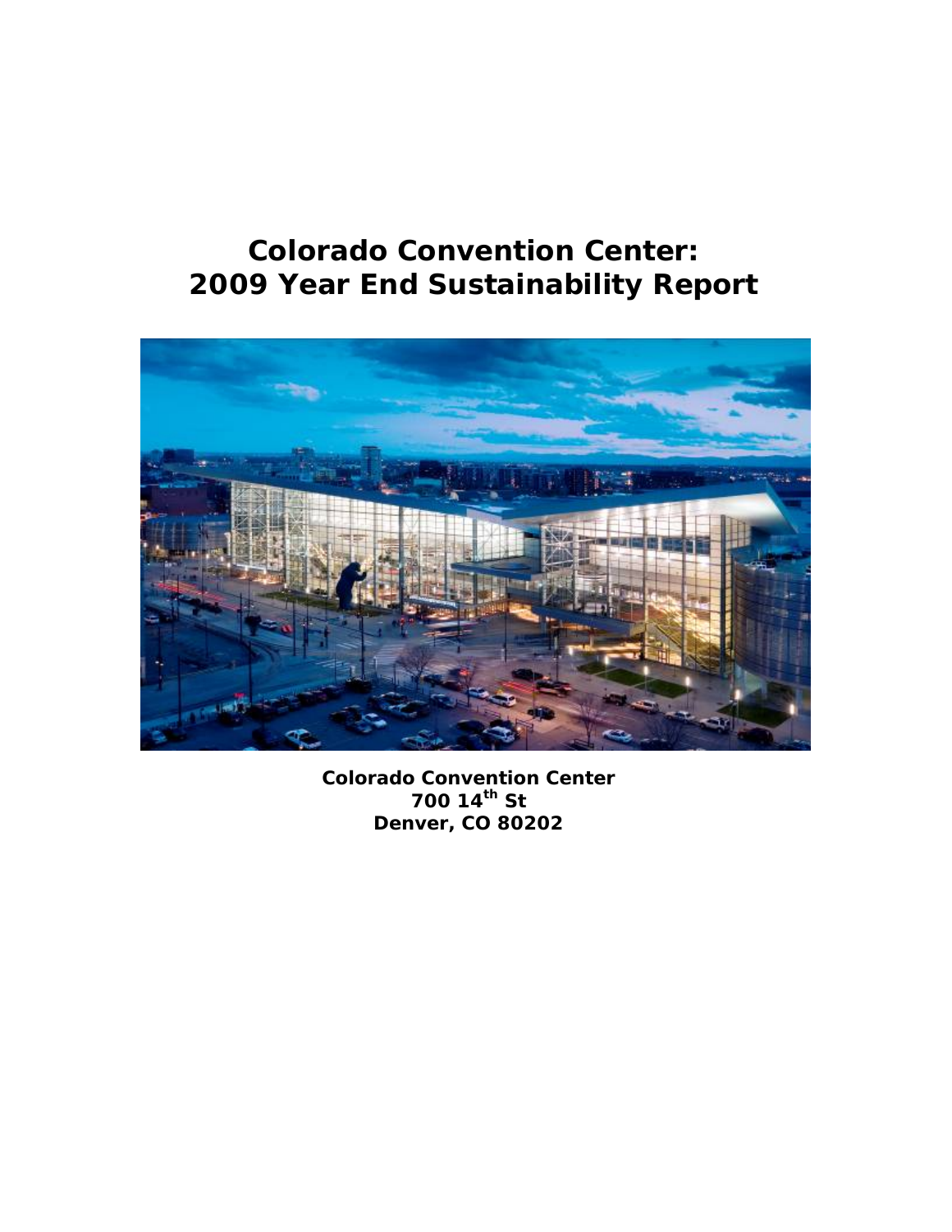# Colorado Convention Center: 2009 Year End Sustainability Report

**Colorado Convention Center**
**700 14th St**
**Denver, CO 80202**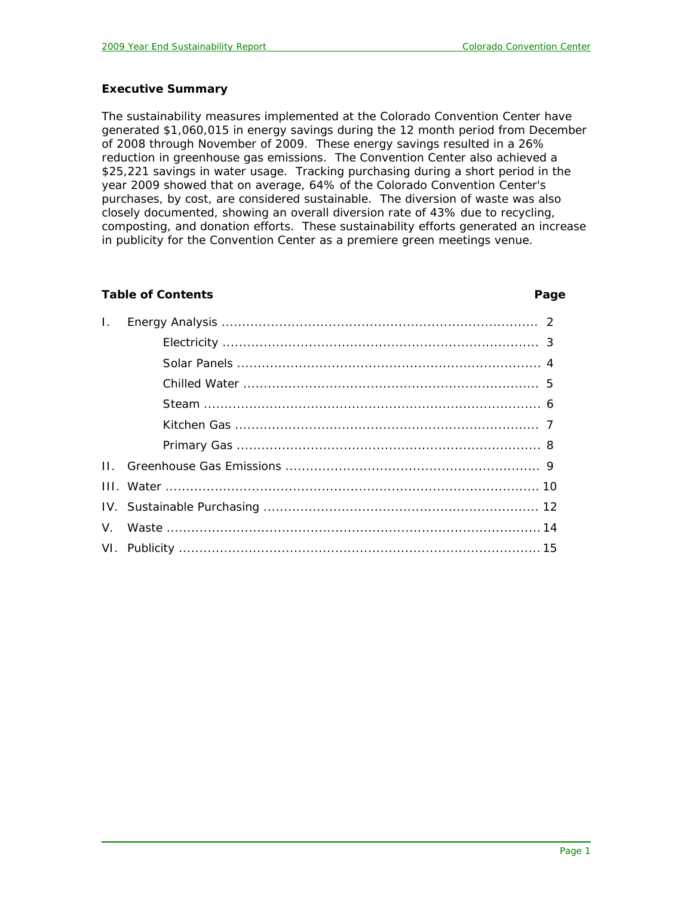**Executive Summary**

The sustainability measures implemented at the Colorado Convention Center have generated $1,060,015 in energy savings during the 12 month period from December of 2008 through November of 2009. These energy savings resulted in a 26% reduction in greenhouse gas emissions. The Convention Center also achieved a $25,221 savings in water usage. Tracking purchasing during a short period in the year 2009 showed that on average, 64% of the Colorado Convention Center's purchases, by cost, are considered sustainable. The diversion of waste was also closely documented, showing an overall diversion rate of 43% due to recycling, composting, and donation efforts. These sustainability efforts generated an increase in publicity for the Convention Center as a premiere green meetings venue.

**Table of Contents** **Page**

| | | Page |
|---|---|---|
| I. | Energy Analysis | 2 |
| | Electricity | 3 |
| | Solar Panels | 4 |
| | Chilled Water | 5 |
| | Steam | 6 |
| | Kitchen Gas | 7 |
| | Primary Gas | 8 |
| II. | Greenhouse Gas Emissions | 9 |
| III. | Water | 10 |
| IV. | Sustainable Purchasing | 12 |
| V. | Waste | 14 |
| VI. | Publicity | 15 |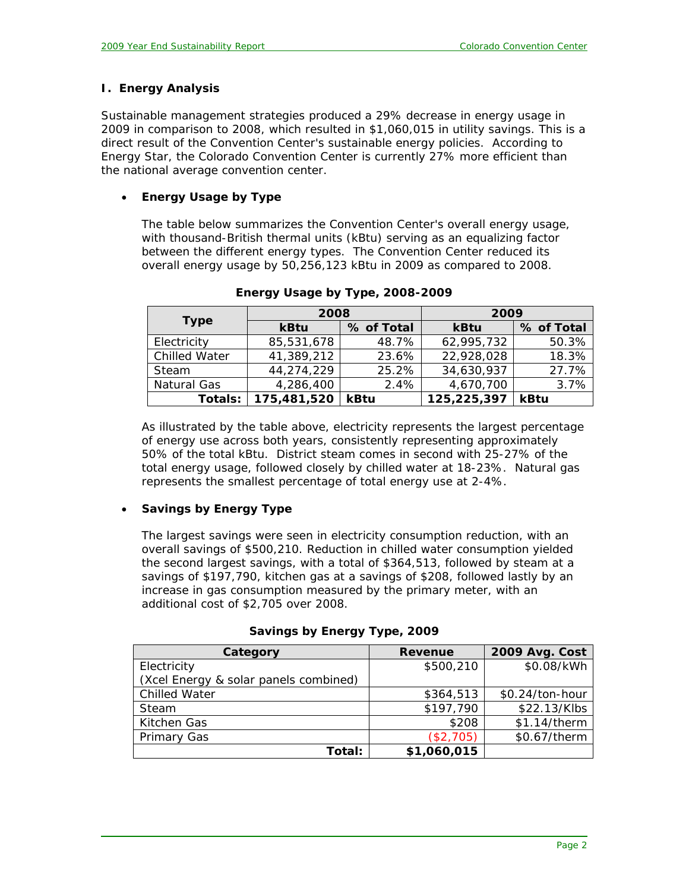## I. Energy Analysis

Sustainable management strategies produced a 29% decrease in energy usage in 2009 in comparison to 2008, which resulted in $1,060,015 in utility savings. This is a direct result of the Convention Center's sustainable energy policies. According to Energy Star, the Colorado Convention Center is currently 27% more efficient than the national average convention center.

- **Energy Usage by Type**

The table below summarizes the Convention Center's overall energy usage, with thousand-British thermal units (kBtu) serving as an equalizing factor between the different energy types. The Convention Center reduced its overall energy usage by 50,256,123 kBtu in 2009 as compared to 2008.

**Energy Usage by Type, 2008-2009**

| Type | 2008 | | 2009 | |
|---|---|---|---|---|
| | kBtu | % of Total | kBtu | % of Total |
| Electricity | 85,531,678 | 48.7% | 62,995,732 | 50.3% |
| Chilled Water | 41,389,212 | 23.6% | 22,928,028 | 18.3% |
| Steam | 44,274,229 | 25.2% | 34,630,937 | 27.7% |
| Natural Gas | 4,286,400 | 2.4% | 4,670,700 | 3.7% |
| **Totals:** | **175,481,520** | **kBtu** | **125,225,397** | **kBtu** |

As illustrated by the table above, electricity represents the largest percentage of energy use across both years, consistently representing approximately 50% of the total kBtu. District steam comes in second with 25-27% of the total energy usage, followed closely by chilled water at 18-23%. Natural gas represents the smallest percentage of total energy use at 2-4%.

- **Savings by Energy Type**

The largest savings were seen in electricity consumption reduction, with an overall savings of $500,210. Reduction in chilled water consumption yielded the second largest savings, with a total of $364,513, followed by steam at a savings of $197,790, kitchen gas at a savings of $208, followed lastly by an increase in gas consumption measured by the primary meter, with an additional cost of $2,705 over 2008.

**Savings by Energy Type, 2009**

| Category | Revenue | 2009 Avg. Cost |
|---|---|---|
| Electricity (Xcel Energy & solar panels combined) | $500,210 | $0.08/kWh |
| Chilled Water | $364,513 | $0.24/ton-hour |
| Steam | $197,790 | $22.13/Klbs |
| Kitchen Gas | $208 | $1.14/therm |
| Primary Gas | ($2,705) | $0.67/therm |
| **Total:** | **$1,060,015** | |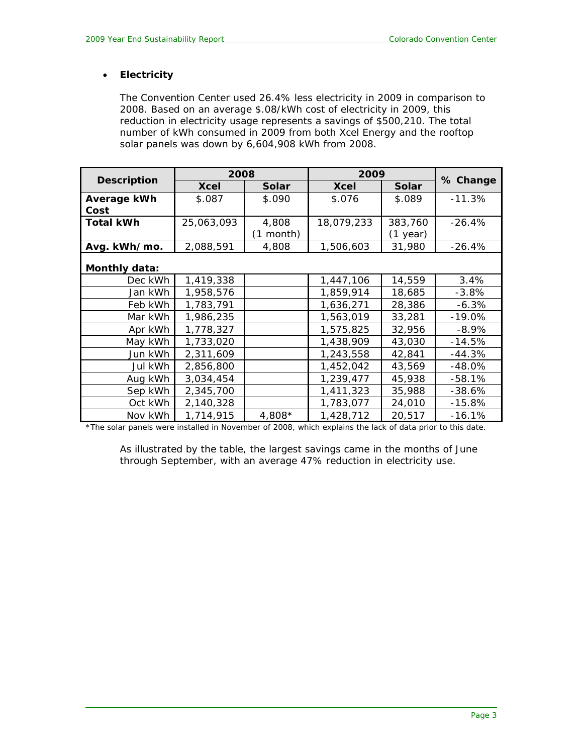- **Electricity**

  The Convention Center used 26.4% less electricity in 2009 in comparison to 2008. Based on an average $.08/kWh cost of electricity in 2009, this reduction in electricity usage represents a savings of $500,210. The total number of kWh consumed in 2009 from both Xcel Energy and the rooftop solar panels was down by 6,604,908 kWh from 2008.

| Description | 2008 | | 2009 | | % Change |
|---|---|---|---|---|---|
| | Xcel | Solar | Xcel | Solar | |
| **Average kWh Cost** | $.087 | $.090 | $.076 | $.089 | -11.3% |
| **Total kWh** | 25,063,093 | 4,808 (1 month) | 18,079,233 | 383,760 (1 year) | -26.4% |
| **Avg. kWh/mo.** | 2,088,591 | 4,808 | 1,506,603 | 31,980 | -26.4% |
| **Monthly data:** | | | | | |
| Dec kWh | 1,419,338 | | 1,447,106 | 14,559 | 3.4% |
| Jan kWh | 1,958,576 | | 1,859,914 | 18,685 | -3.8% |
| Feb kWh | 1,783,791 | | 1,636,271 | 28,386 | -6.3% |
| Mar kWh | 1,986,235 | | 1,563,019 | 33,281 | -19.0% |
| Apr kWh | 1,778,327 | | 1,575,825 | 32,956 | -8.9% |
| May kWh | 1,733,020 | | 1,438,909 | 43,030 | -14.5% |
| Jun kWh | 2,311,609 | | 1,243,558 | 42,841 | -44.3% |
| Jul kWh | 2,856,800 | | 1,452,042 | 43,569 | -48.0% |
| Aug kWh | 3,034,454 | | 1,239,477 | 45,938 | -58.1% |
| Sep kWh | 2,345,700 | | 1,411,323 | 35,988 | -38.6% |
| Oct kWh | 2,140,328 | | 1,783,077 | 24,010 | -15.8% |
| Nov kWh | 1,714,915 | 4,808* | 1,428,712 | 20,517 | -16.1% |

*The solar panels were installed in November of 2008, which explains the lack of data prior to this date.

  As illustrated by the table, the largest savings came in the months of June through September, with an average 47% reduction in electricity use.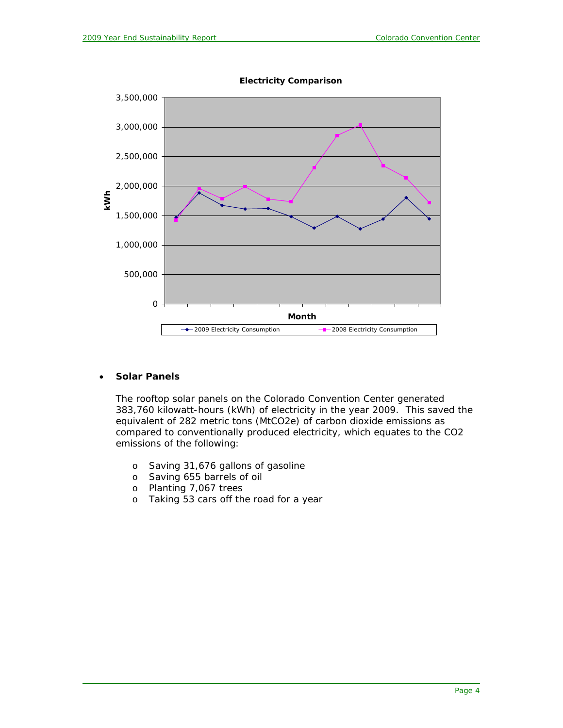**Electricity Comparison**

- **Solar Panels**

  The rooftop solar panels on the Colorado Convention Center generated 383,760 kilowatt-hours (kWh) of electricity in the year 2009. This saved the equivalent of 282 metric tons (MtCO2e) of carbon dioxide emissions as compared to conventionally produced electricity, which equates to the CO2 emissions of the following:

  - Saving 31,676 gallons of gasoline
  - Saving 655 barrels of oil
  - Planting 7,067 trees
  - Taking 53 cars off the road for a year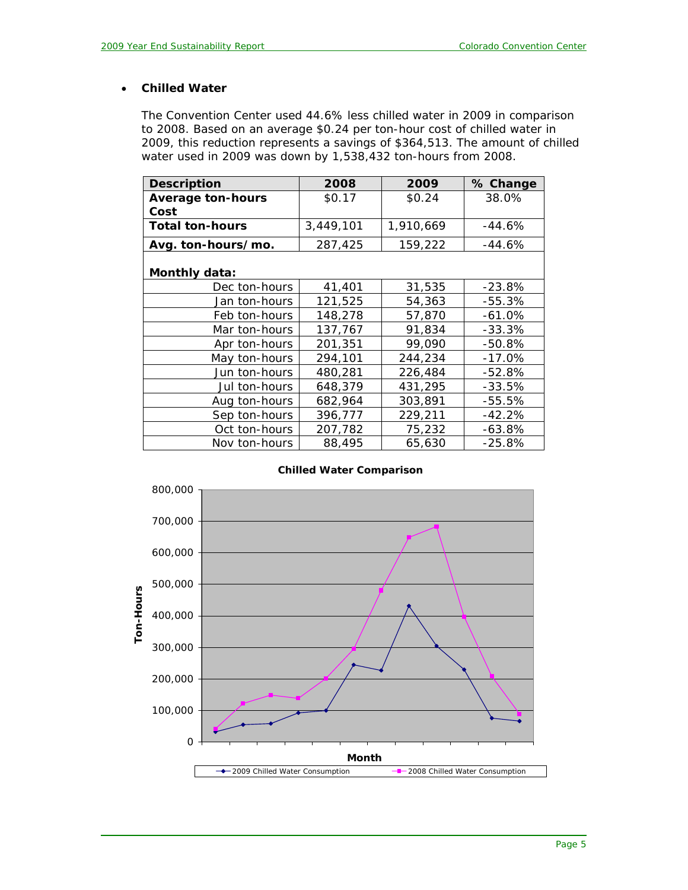- **Chilled Water**

  The Convention Center used 44.6% less chilled water in 2009 in comparison to 2008. Based on an average $0.24 per ton-hour cost of chilled water in 2009, this reduction represents a savings of $364,513. The amount of chilled water used in 2009 was down by 1,538,432 ton-hours from 2008.

| Description | 2008 | 2009 | % Change |
|---|---|---|---|
| **Average ton-hours Cost** | $0.17 | $0.24 | 38.0% |
| **Total ton-hours** | 3,449,101 | 1,910,669 | -44.6% |
| **Avg. ton-hours/mo.** | 287,425 | 159,222 | -44.6% |
| **Monthly data:** | | | |
| Dec ton-hours | 41,401 | 31,535 | -23.8% |
| Jan ton-hours | 121,525 | 54,363 | -55.3% |
| Feb ton-hours | 148,278 | 57,870 | -61.0% |
| Mar ton-hours | 137,767 | 91,834 | -33.3% |
| Apr ton-hours | 201,351 | 99,090 | -50.8% |
| May ton-hours | 294,101 | 244,234 | -17.0% |
| Jun ton-hours | 480,281 | 226,484 | -52.8% |
| Jul ton-hours | 648,379 | 431,295 | -33.5% |
| Aug ton-hours | 682,964 | 303,891 | -55.5% |
| Sep ton-hours | 396,777 | 229,211 | -42.2% |
| Oct ton-hours | 207,782 | 75,232 | -63.8% |
| Nov ton-hours | 88,495 | 65,630 | -25.8% |

**Chilled Water Comparison**

Ton-Hours (0 to 800,000) by Month — 2009 Chilled Water Consumption; 2008 Chilled Water Consumption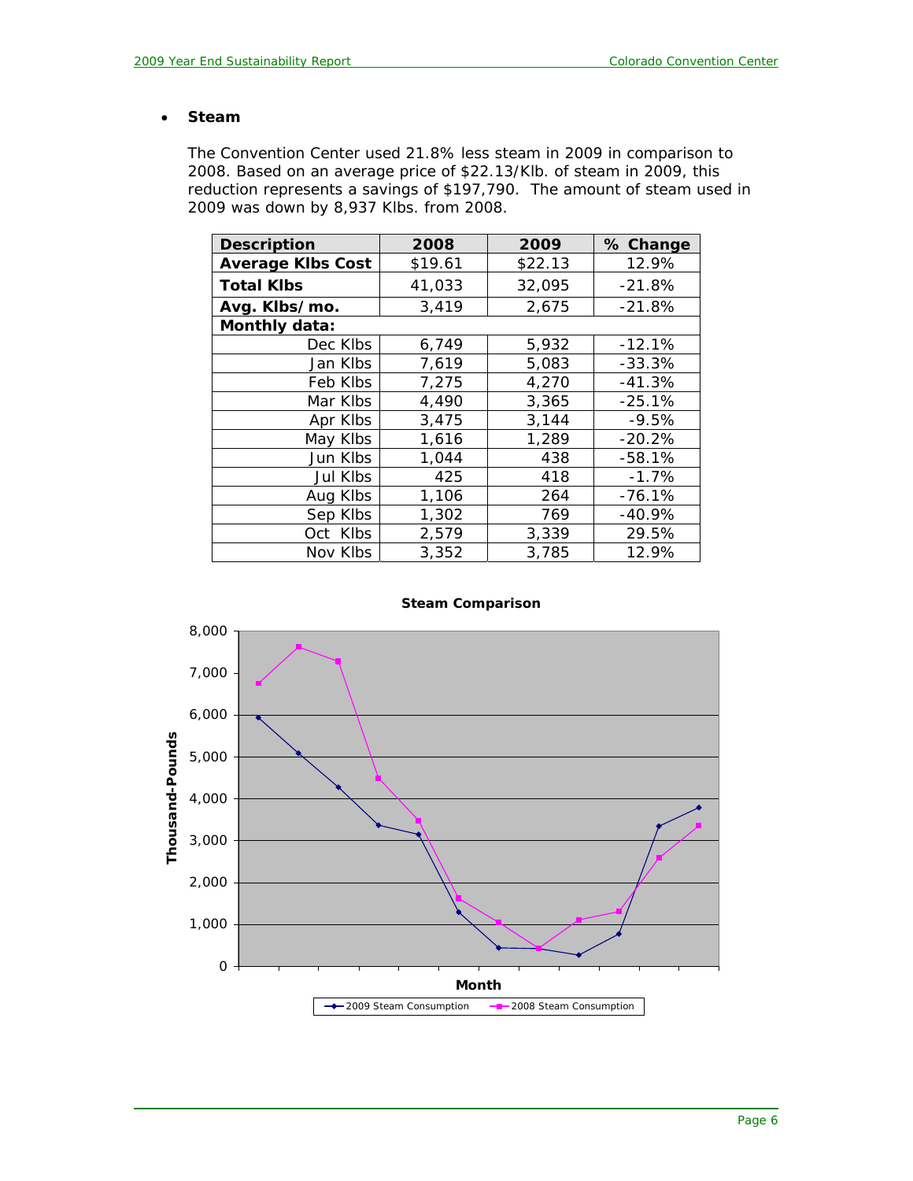- **Steam**

The Convention Center used 21.8% less steam in 2009 in comparison to 2008. Based on an average price of $22.13/Klb. of steam in 2009, this reduction represents a savings of $197,790. The amount of steam used in 2009 was down by 8,937 Klbs. from 2008.

| Description | 2008 | 2009 | % Change |
|---|---|---|---|
| **Average Klbs Cost** | $19.61 | $22.13 | 12.9% |
| **Total Klbs** | 41,033 | 32,095 | -21.8% |
| **Avg. Klbs/mo.** | 3,419 | 2,675 | -21.8% |
| **Monthly data:** | | | |
| Dec Klbs | 6,749 | 5,932 | -12.1% |
| Jan Klbs | 7,619 | 5,083 | -33.3% |
| Feb Klbs | 7,275 | 4,270 | -41.3% |
| Mar Klbs | 4,490 | 3,365 | -25.1% |
| Apr Klbs | 3,475 | 3,144 | -9.5% |
| May Klbs | 1,616 | 1,289 | -20.2% |
| Jun Klbs | 1,044 | 438 | -58.1% |
| Jul Klbs | 425 | 418 | -1.7% |
| Aug Klbs | 1,106 | 264 | -76.1% |
| Sep Klbs | 1,302 | 769 | -40.9% |
| Oct Klbs | 2,579 | 3,339 | 29.5% |
| Nov Klbs | 3,352 | 3,785 | 12.9% |

**Steam Comparison**

Thousand-Pounds (0 – 8,000) vs. Month

Legend: 2009 Steam Consumption; 2008 Steam Consumption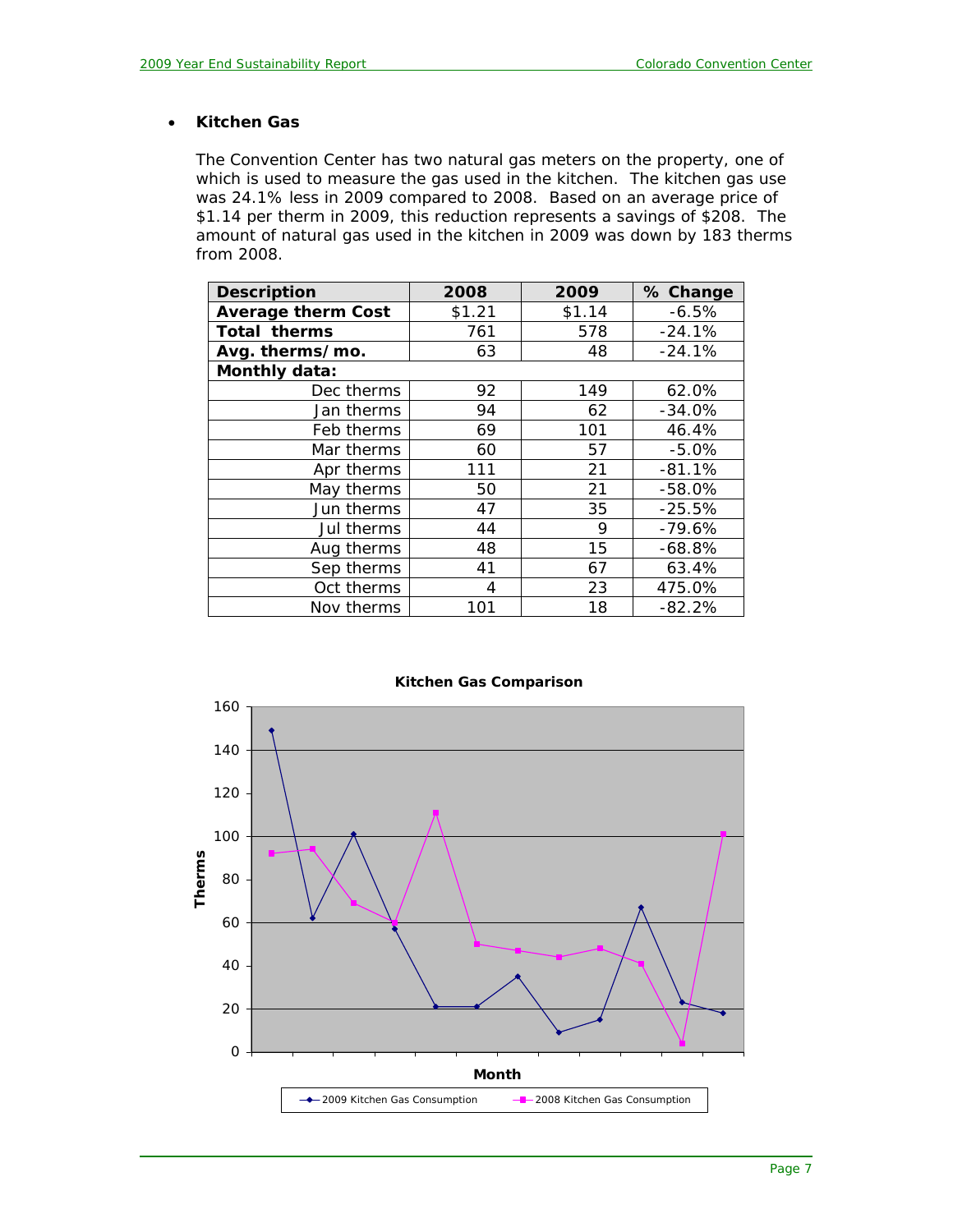- **Kitchen Gas**

  The Convention Center has two natural gas meters on the property, one of which is used to measure the gas used in the kitchen. The kitchen gas use was 24.1% less in 2009 compared to 2008. Based on an average price of $1.14 per therm in 2009, this reduction represents a savings of $208. The amount of natural gas used in the kitchen in 2009 was down by 183 therms from 2008.

| Description | 2008 | 2009 | % Change |
|---|---|---|---|
| **Average therm Cost** | $1.21 | $1.14 | -6.5% |
| **Total therms** | 761 | 578 | -24.1% |
| **Avg. therms/mo.** | 63 | 48 | -24.1% |
| **Monthly data:** | | | |
| Dec therms | 92 | 149 | 62.0% |
| Jan therms | 94 | 62 | -34.0% |
| Feb therms | 69 | 101 | 46.4% |
| Mar therms | 60 | 57 | -5.0% |
| Apr therms | 111 | 21 | -81.1% |
| May therms | 50 | 21 | -58.0% |
| Jun therms | 47 | 35 | -25.5% |
| Jul therms | 44 | 9 | -79.6% |
| Aug therms | 48 | 15 | -68.8% |
| Sep therms | 41 | 67 | 63.4% |
| Oct therms | 4 | 23 | 475.0% |
| Nov therms | 101 | 18 | -82.2% |

**Kitchen Gas Comparison**

Therms

Month

2009 Kitchen Gas Consumption — 2008 Kitchen Gas Consumption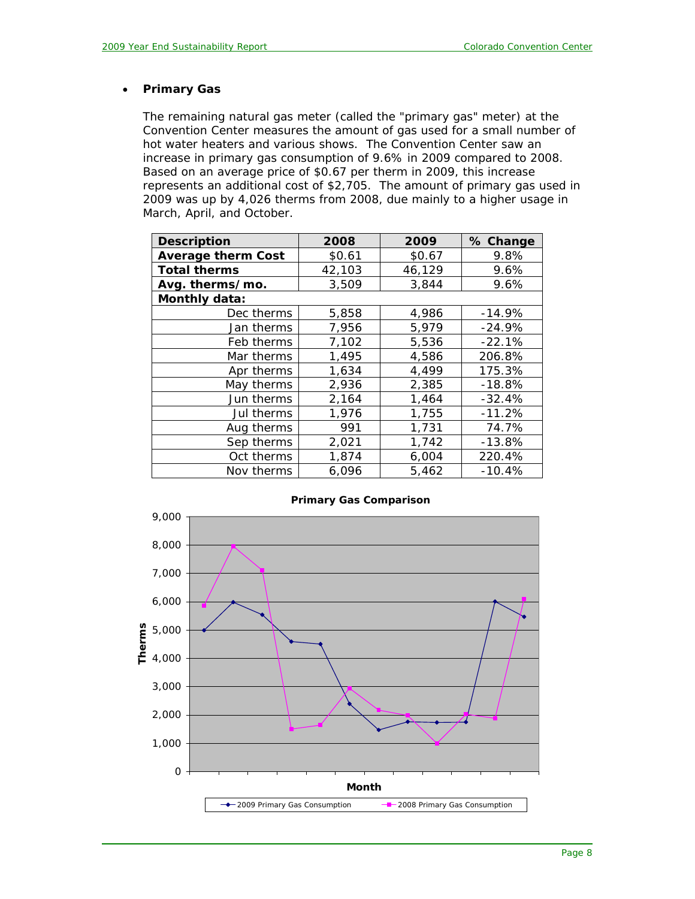- **Primary Gas**

  The remaining natural gas meter (called the "primary gas" meter) at the Convention Center measures the amount of gas used for a small number of hot water heaters and various shows. The Convention Center saw an increase in primary gas consumption of 9.6% in 2009 compared to 2008. Based on an average price of $0.67 per therm in 2009, this increase represents an additional cost of $2,705. The amount of primary gas used in 2009 was up by 4,026 therms from 2008, due mainly to a higher usage in March, April, and October.

| Description | 2008 | 2009 | % Change |
|---|---|---|---|
| **Average therm Cost** | $0.61 | $0.67 | 9.8% |
| **Total therms** | 42,103 | 46,129 | 9.6% |
| **Avg. therms/mo.** | 3,509 | 3,844 | 9.6% |
| **Monthly data:** | | | |
| Dec therms | 5,858 | 4,986 | -14.9% |
| Jan therms | 7,956 | 5,979 | -24.9% |
| Feb therms | 7,102 | 5,536 | -22.1% |
| Mar therms | 1,495 | 4,586 | 206.8% |
| Apr therms | 1,634 | 4,499 | 175.3% |
| May therms | 2,936 | 2,385 | -18.8% |
| Jun therms | 2,164 | 1,464 | -32.4% |
| Jul therms | 1,976 | 1,755 | -11.2% |
| Aug therms | 991 | 1,731 | 74.7% |
| Sep therms | 2,021 | 1,742 | -13.8% |
| Oct therms | 1,874 | 6,004 | 220.4% |
| Nov therms | 6,096 | 5,462 | -10.4% |

**Primary Gas Comparison**

(Chart: Therms vs. Month; series: 2009 Primary Gas Consumption, 2008 Primary Gas Consumption)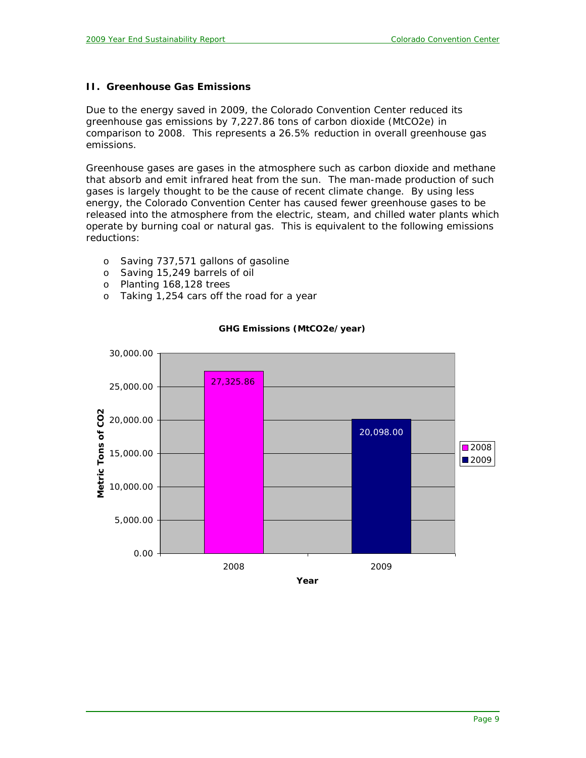## II. Greenhouse Gas Emissions

Due to the energy saved in 2009, the Colorado Convention Center reduced its greenhouse gas emissions by 7,227.86 tons of carbon dioxide (Mt$CO_2$e) in comparison to 2008. This represents a 26.5% reduction in overall greenhouse gas emissions.

Greenhouse gases are gases in the atmosphere such as carbon dioxide and methane that absorb and emit infrared heat from the sun. The man-made production of such gases is largely thought to be the cause of recent climate change. By using less energy, the Colorado Convention Center has caused fewer greenhouse gases to be released into the atmosphere from the electric, steam, and chilled water plants which operate by burning coal or natural gas. This is equivalent to the following emissions reductions:

- Saving 737,571 gallons of gasoline
- Saving 15,249 barrels of oil
- Planting 168,128 trees
- Taking 1,254 cars off the road for a year

**GHG Emissions (Mt$CO_2$e/year)**

| Year | Metric Tons of $CO_2$ |
|---|---|
| 2008 | 27,325.86 |
| 2009 | 20,098.00 |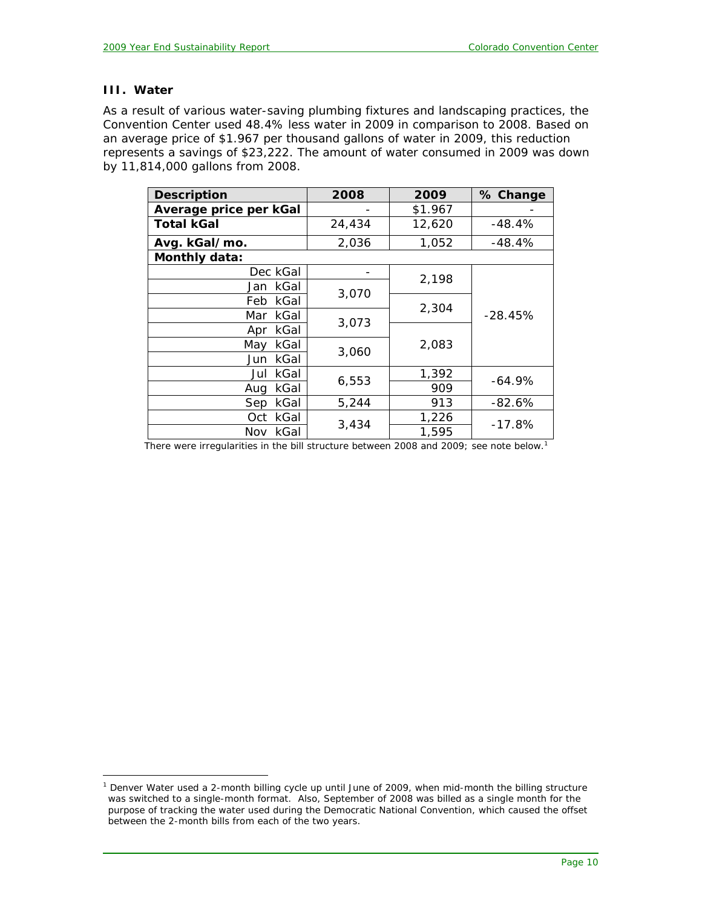### III. Water

As a result of various water-saving plumbing fixtures and landscaping practices, the Convention Center used 48.4% less water in 2009 in comparison to 2008. Based on an average price of $1.967 per thousand gallons of water in 2009, this reduction represents a savings of $23,222. The amount of water consumed in 2009 was down by 11,814,000 gallons from 2008.

| Description | 2008 | 2009 | % Change |
|---|---|---|---|
| **Average price per kGal** | - | $1.967 | - |
| **Total kGal** | 24,434 | 12,620 | -48.4% |
| **Avg. kGal/mo.** | 2,036 | 1,052 | -48.4% |
| **Monthly data:** | | | |
| Dec kGal | - | 2,198 | -28.45% |
| Jan kGal | 3,070 | | |
| Feb kGal | | 2,304 | |
| Mar kGal | 3,073 | | |
| Apr kGal | | 2,083 | |
| May kGal | 3,060 | | |
| Jun kGal | | | |
| Jul kGal | 6,553 | 1,392 | -64.9% |
| Aug kGal | | 909 | |
| Sep kGal | 5,244 | 913 | -82.6% |
| Oct kGal | 3,434 | 1,226 | -17.8% |
| Nov kGal | | 1,595 | |

There were irregularities in the bill structure between 2008 and 2009; see note below.[1]

[1] Denver Water used a 2-month billing cycle up until June of 2009, when mid-month the billing structure was switched to a single-month format. Also, September of 2008 was billed as a single month for the purpose of tracking the water used during the Democratic National Convention, which caused the offset between the 2-month bills from each of the two years.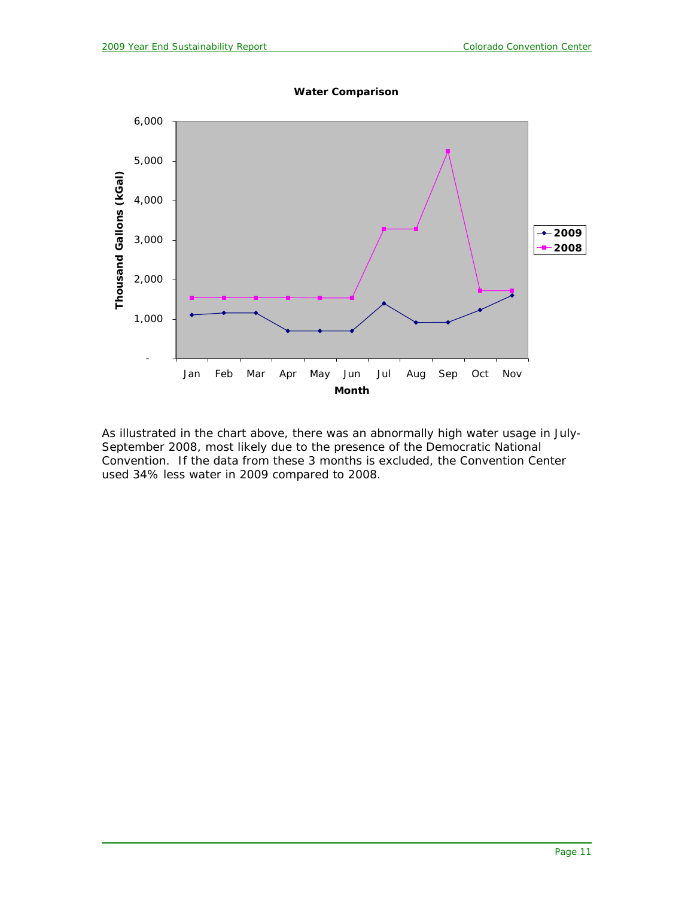**Water Comparison**

As illustrated in the chart above, there was an abnormally high water usage in July-September 2008, most likely due to the presence of the Democratic National Convention. If the data from these 3 months is excluded, the Convention Center used 34% less water in 2009 compared to 2008.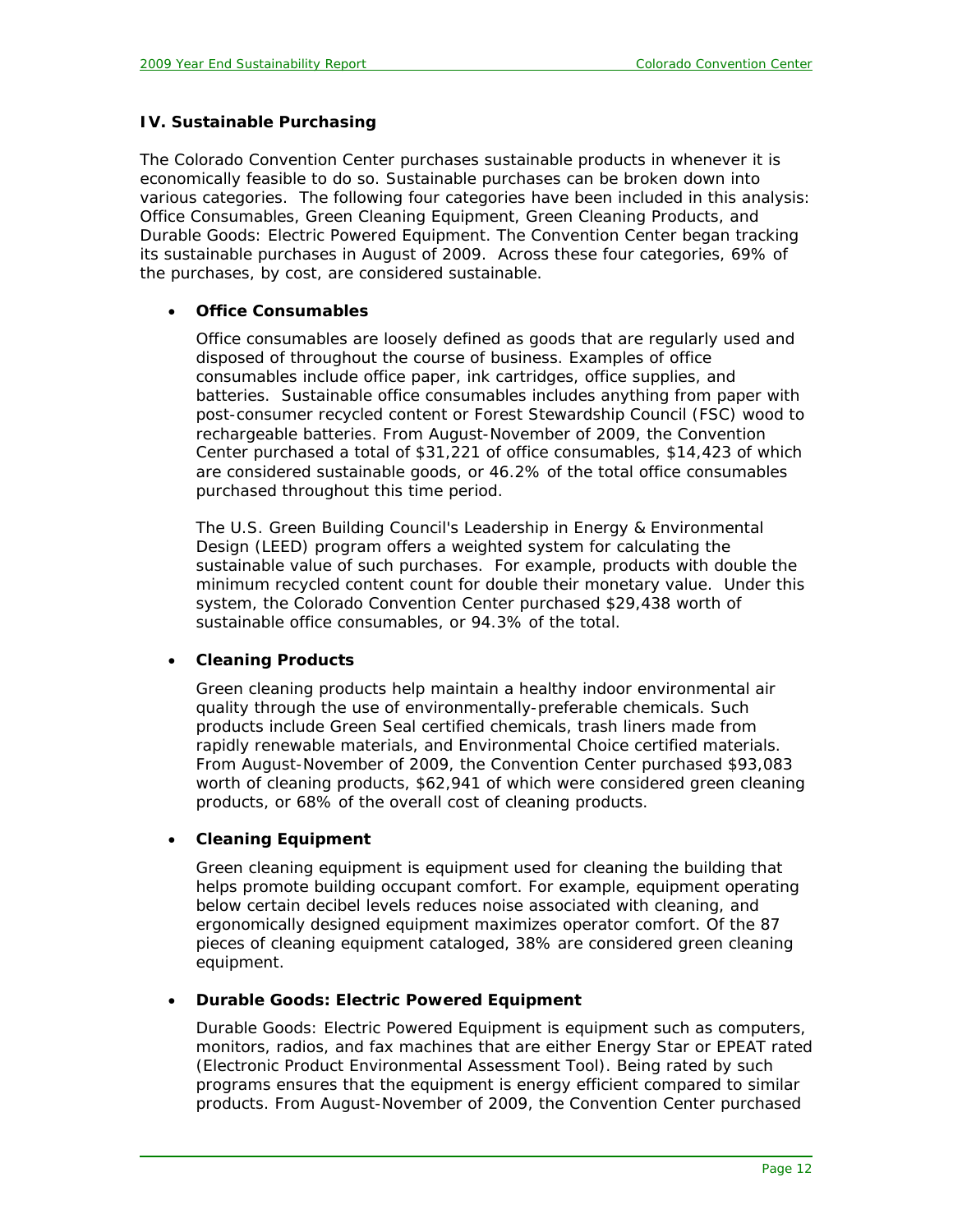**IV. Sustainable Purchasing**

The Colorado Convention Center purchases sustainable products in whenever it is economically feasible to do so. Sustainable purchases can be broken down into various categories. The following four categories have been included in this analysis: Office Consumables, Green Cleaning Equipment, Green Cleaning Products, and Durable Goods: Electric Powered Equipment. The Convention Center began tracking its sustainable purchases in August of 2009. Across these four categories, 69% of the purchases, by cost, are considered sustainable.

- **Office Consumables**

  Office consumables are loosely defined as goods that are regularly used and disposed of throughout the course of business. Examples of office consumables include office paper, ink cartridges, office supplies, and batteries. Sustainable office consumables includes anything from paper with post-consumer recycled content or Forest Stewardship Council (FSC) wood to rechargeable batteries. From August-November of 2009, the Convention Center purchased a total of $31,221 of office consumables, $14,423 of which are considered sustainable goods, or 46.2% of the total office consumables purchased throughout this time period.

  The U.S. Green Building Council's Leadership in Energy & Environmental Design (LEED) program offers a weighted system for calculating the sustainable value of such purchases. For example, products with double the minimum recycled content count for double their monetary value. Under this system, the Colorado Convention Center purchased $29,438 worth of sustainable office consumables, or 94.3% of the total.

- **Cleaning Products**

  Green cleaning products help maintain a healthy indoor environmental air quality through the use of environmentally-preferable chemicals. Such products include Green Seal certified chemicals, trash liners made from rapidly renewable materials, and Environmental Choice certified materials. From August-November of 2009, the Convention Center purchased $93,083 worth of cleaning products, $62,941 of which were considered green cleaning products, or 68% of the overall cost of cleaning products.

- **Cleaning Equipment**

  Green cleaning equipment is equipment used for cleaning the building that helps promote building occupant comfort. For example, equipment operating below certain decibel levels reduces noise associated with cleaning, and ergonomically designed equipment maximizes operator comfort. Of the 87 pieces of cleaning equipment cataloged, 38% are considered green cleaning equipment.

- **Durable Goods: Electric Powered Equipment**

  Durable Goods: Electric Powered Equipment is equipment such as computers, monitors, radios, and fax machines that are either Energy Star or EPEAT rated (Electronic Product Environmental Assessment Tool). Being rated by such programs ensures that the equipment is energy efficient compared to similar products. From August-November of 2009, the Convention Center purchased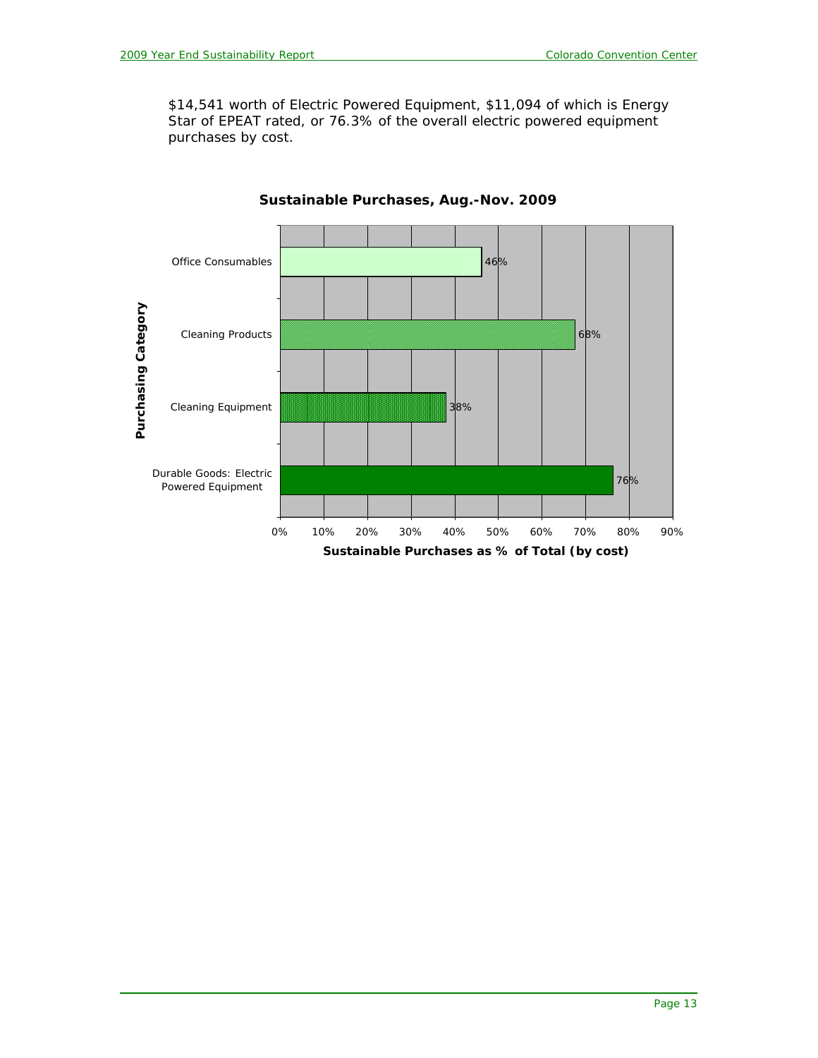$14,541 worth of Electric Powered Equipment, $11,094 of which is Energy Star of EPEAT rated, or 76.3% of the overall electric powered equipment purchases by cost.

**Sustainable Purchases, Aug.-Nov. 2009**

| Purchasing Category | Sustainable Purchases as % of Total (by cost) |
|---|---|
| Office Consumables | 46% |
| Cleaning Products | 68% |
| Cleaning Equipment | 38% |
| Durable Goods: Electric Powered Equipment | 76% |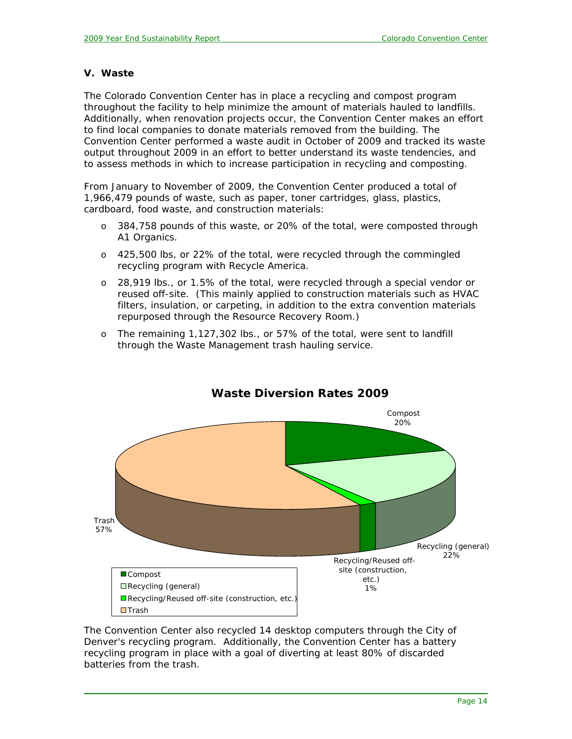## V. Waste

The Colorado Convention Center has in place a recycling and compost program throughout the facility to help minimize the amount of materials hauled to landfills. Additionally, when renovation projects occur, the Convention Center makes an effort to find local companies to donate materials removed from the building. The Convention Center performed a waste audit in October of 2009 and tracked its waste output throughout 2009 in an effort to better understand its waste tendencies, and to assess methods in which to increase participation in recycling and composting.

From January to November of 2009, the Convention Center produced a total of 1,966,479 pounds of waste, such as paper, toner cartridges, glass, plastics, cardboard, food waste, and construction materials:

- 384,758 pounds of this waste, or 20% of the total, were composted through A1 Organics.
- 425,500 lbs, or 22% of the total, were recycled through the commingled recycling program with Recycle America.
- 28,919 lbs., or 1.5% of the total, were recycled through a special vendor or reused off-site. (This mainly applied to construction materials such as HVAC filters, insulation, or carpeting, in addition to the extra convention materials repurposed through the Resource Recovery Room.)
- The remaining 1,127,302 lbs., or 57% of the total, were sent to landfill through the Waste Management trash hauling service.

**Waste Diversion Rates 2009**

| Category | Share |
|---|---|
| Compost | 20% |
| Recycling (general) | 22% |
| Recycling/Reused off-site (construction, etc.) | 1% |
| Trash | 57% |

The Convention Center also recycled 14 desktop computers through the City of Denver's recycling program. Additionally, the Convention Center has a battery recycling program in place with a goal of diverting at least 80% of discarded batteries from the trash.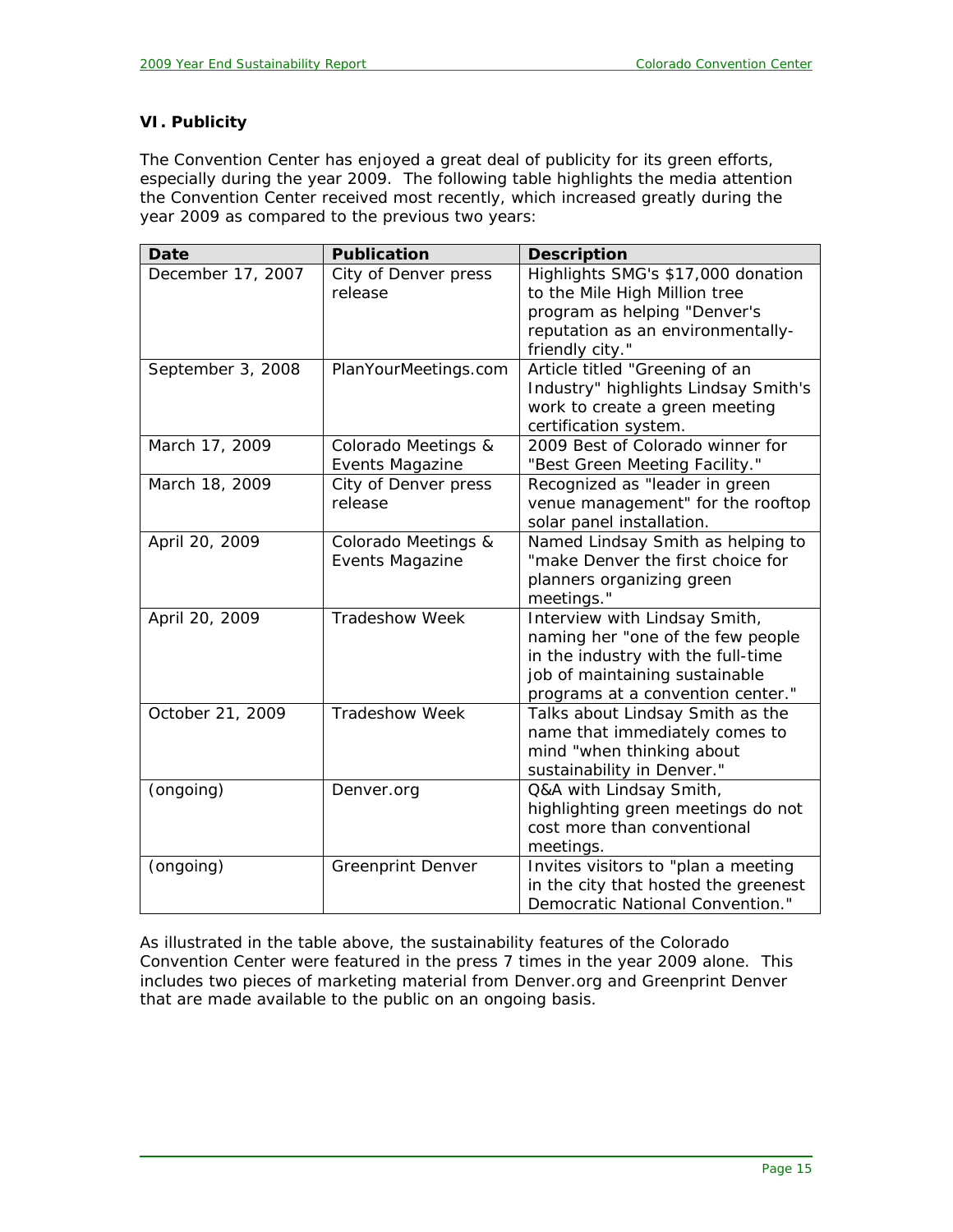## VI. Publicity

The Convention Center has enjoyed a great deal of publicity for its green efforts, especially during the year 2009. The following table highlights the media attention the Convention Center received most recently, which increased greatly during the year 2009 as compared to the previous two years:

| Date | Publication | Description |
|---|---|---|
| December 17, 2007 | City of Denver press release | Highlights SMG's $17,000 donation to the Mile High Million tree program as helping "Denver's reputation as an environmentally-friendly city." |
| September 3, 2008 | PlanYourMeetings.com | Article titled "Greening of an Industry" highlights Lindsay Smith's work to create a green meeting certification system. |
| March 17, 2009 | Colorado Meetings & Events Magazine | 2009 Best of Colorado winner for "Best Green Meeting Facility." |
| March 18, 2009 | City of Denver press release | Recognized as "leader in green venue management" for the rooftop solar panel installation. |
| April 20, 2009 | Colorado Meetings & Events Magazine | Named Lindsay Smith as helping to "make Denver the first choice for planners organizing green meetings." |
| April 20, 2009 | Tradeshow Week | Interview with Lindsay Smith, naming her "one of the few people in the industry with the full-time job of maintaining sustainable programs at a convention center." |
| October 21, 2009 | Tradeshow Week | Talks about Lindsay Smith as the name that immediately comes to mind "when thinking about sustainability in Denver." |
| (ongoing) | Denver.org | Q&A with Lindsay Smith, highlighting green meetings do not cost more than conventional meetings. |
| (ongoing) | Greenprint Denver | Invites visitors to "plan a meeting in the city that hosted the greenest Democratic National Convention." |

As illustrated in the table above, the sustainability features of the Colorado Convention Center were featured in the press 7 times in the year 2009 alone. This includes two pieces of marketing material from Denver.org and Greenprint Denver that are made available to the public on an ongoing basis.